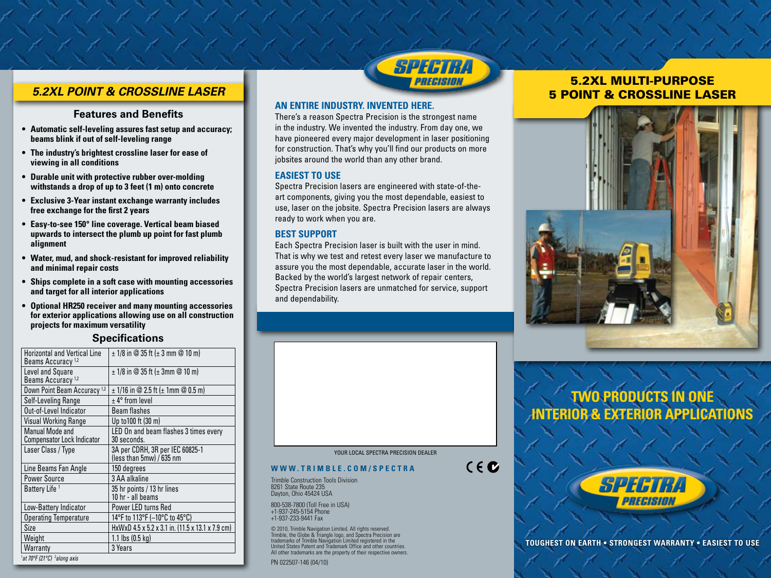## 5.2XL POINT & CROSSLINE LASER

### Features and Benefits

- **Automatic self-leveling assures fast setup and accuracy; beams blink if out of self-leveling range**
- **The industry's brightest crossline laser for ease of viewing in all conditions**
- **Durable unit with protective rubber over-molding withstands a drop of up to 3 feet (1 m) onto concrete**
- **Exclusive 3-Year instant exchange warranty includes free exchange for the first 2 years**
- **Easy-to-see 150° line coverage. Vertical beam biased upwards to intersect the plumb up point for fast plumb alignment**
- **Water, mud, and shock-resistant for improved reliability and minimal repair costs**
- **Ships complete in a soft case with mounting accessories and target for all interior applications**
- **Optional HR250 receiver and many mounting accessories for exterior applications allowing use on all construction projects for maximum versatility**

### Specifications

| | |
|---|---|
| Horizontal and Vertical Line Beams Accuracy [1,2] | ± 1/8 in @ 35 ft (± 3 mm @ 10 m) |
| Level and Square Beams Accuracy [1,2] | ± 1/8 in @ 35 ft (± 3mm @ 10 m) |
| Down Point Beam Accuracy [1,2] | ± 1/16 in @ 2.5 ft (± 1mm @ 0.5 m) |
| Self-Leveling Range | ± 4° from level |
| Out-of-Level Indicator | Beam flashes |
| Visual Working Range | Up to100 ft (30 m) |
| Manual Mode and Compensator Lock Indicator | LED On and beam flashes 3 times every 30 seconds. |
| Laser Class / Type | 3A per CDRH, 3R per IEC 60825-1 (less than 5mw) / 635 nm |
| Line Beams Fan Angle | 150 degrees |
| Power Source | 3 AA alkaline |
| Battery Life [1] | 35 hr points / 13 hr lines<br>10 hr - all beams |
| Low-Battery Indicator | Power LED turns Red |
| Operating Temperature | 14°F to 113°F (–10°C to 45°C) |
| Size | HxWxD 4.5 x 5.2 x 3.1 in. (11.5 x 13.1 x 7.9 cm) |
| Weight | 1.1 lbs (0.5 kg) |
| Warranty | 3 Years |

*[1]at 70°F (21°C) [2]along axis*

SPECTRA PRECISION

### AN ENTIRE INDUSTRY. INVENTED HERE.

There's a reason Spectra Precision is the strongest name in the industry. We invented the industry. From day one, we have pioneered every major development in laser positioning for construction. That's why you'll find our products on more jobsites around the world than any other brand.

### EASIEST TO USE

Spectra Precision lasers are engineered with state-of-the-art components, giving you the most dependable, easiest to use, laser on the jobsite. Spectra Precision lasers are always ready to work when you are.

### BEST SUPPORT

Each Spectra Precision laser is built with the user in mind. That is why we test and retest every laser we manufacture to assure you the most dependable, accurate laser in the world. Backed by the world's largest network of repair centers, Spectra Precision lasers are unmatched for service, support and dependability.

YOUR LOCAL SPECTRA PRECISION DEALER

**WWW.TRIMBLE.COM/SPECTRA**

Trimble Construction Tools Division
8261 State Route 235
Dayton, Ohio 45424 USA

800-538-7800 (Toll Free in USA)
+1-937-245-5154 Phone
+1-937-233-9441 Fax

© 2010, Trimble Navigation Limited. All rights reserved. Trimble, the Globe & Triangle logo, and Spectra Precision are trademarks of Trimble Navigation Limited registered in the United States Patent and Trademark Office and other countries. All other trademarks are the property of their respective owners.

PN 022507-146 (04/10)

## 5.2XL MULTI-PURPOSE 5 POINT & CROSSLINE LASER

## TWO PRODUCTS IN ONE INTERIOR & EXTERIOR APPLICATIONS

SPECTRA PRECISION

**TOUGHEST ON EARTH • STRONGEST WARRANTY • EASIEST TO USE**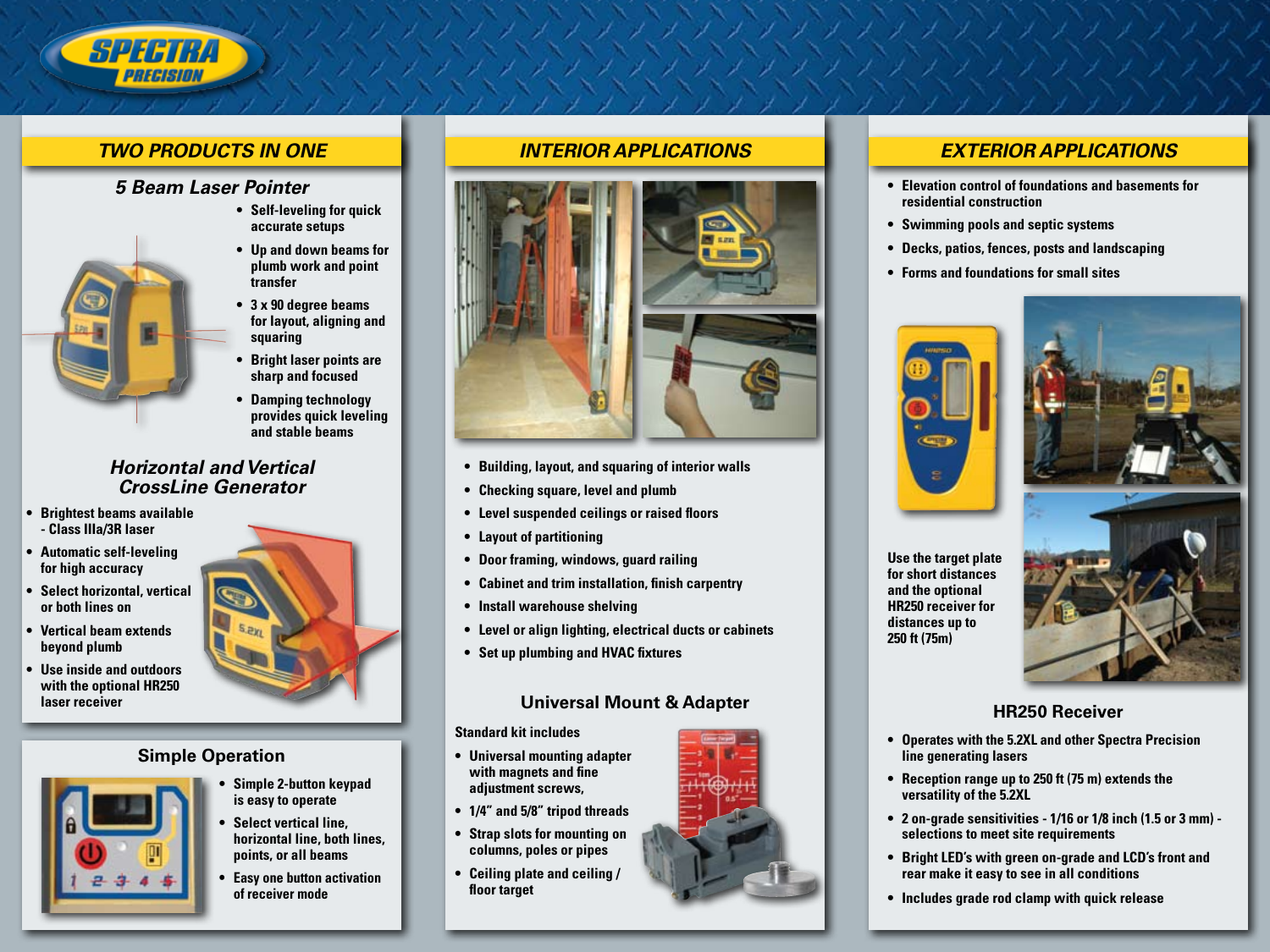## TWO PRODUCTS IN ONE

### 5 Beam Laser Pointer

- Self-leveling for quick accurate setups
- Up and down beams for plumb work and point transfer
- 3 x 90 degree beams for layout, aligning and squaring
- Bright laser points are sharp and focused
- Damping technology provides quick leveling and stable beams

### Horizontal and Vertical CrossLine Generator

- Brightest beams available - Class IIIa/3R laser
- Automatic self-leveling for high accuracy
- Select horizontal, vertical or both lines on
- Vertical beam extends beyond plumb
- Use inside and outdoors with the optional HR250 laser receiver

## Simple Operation

- Simple 2-button keypad is easy to operate
- Select vertical line, horizontal line, both lines, points, or all beams
- Easy one button activation of receiver mode

## INTERIOR APPLICATIONS

- Building, layout, and squaring of interior walls
- Checking square, level and plumb
- Level suspended ceilings or raised floors
- Layout of partitioning
- Door framing, windows, guard railing
- Cabinet and trim installation, finish carpentry
- Install warehouse shelving
- Level or align lighting, electrical ducts or cabinets
- Set up plumbing and HVAC fixtures

### Universal Mount & Adapter

Standard kit includes

- Universal mounting adapter with magnets and fine adjustment screws,
- 1/4" and 5/8" tripod threads
- Strap slots for mounting on columns, poles or pipes
- Ceiling plate and ceiling / floor target

## EXTERIOR APPLICATIONS

- Elevation control of foundations and basements for residential construction
- Swimming pools and septic systems
- Decks, patios, fences, posts and landscaping
- Forms and foundations for small sites

Use the target plate for short distances and the optional HR250 receiver for distances up to 250 ft (75m)

### HR250 Receiver

- Operates with the 5.2XL and other Spectra Precision line generating lasers
- Reception range up to 250 ft (75 m) extends the versatility of the 5.2XL
- 2 on-grade sensitivities - 1/16 or 1/8 inch (1.5 or 3 mm) - selections to meet site requirements
- Bright LED's with green on-grade and LCD's front and rear make it easy to see in all conditions
- Includes grade rod clamp with quick release